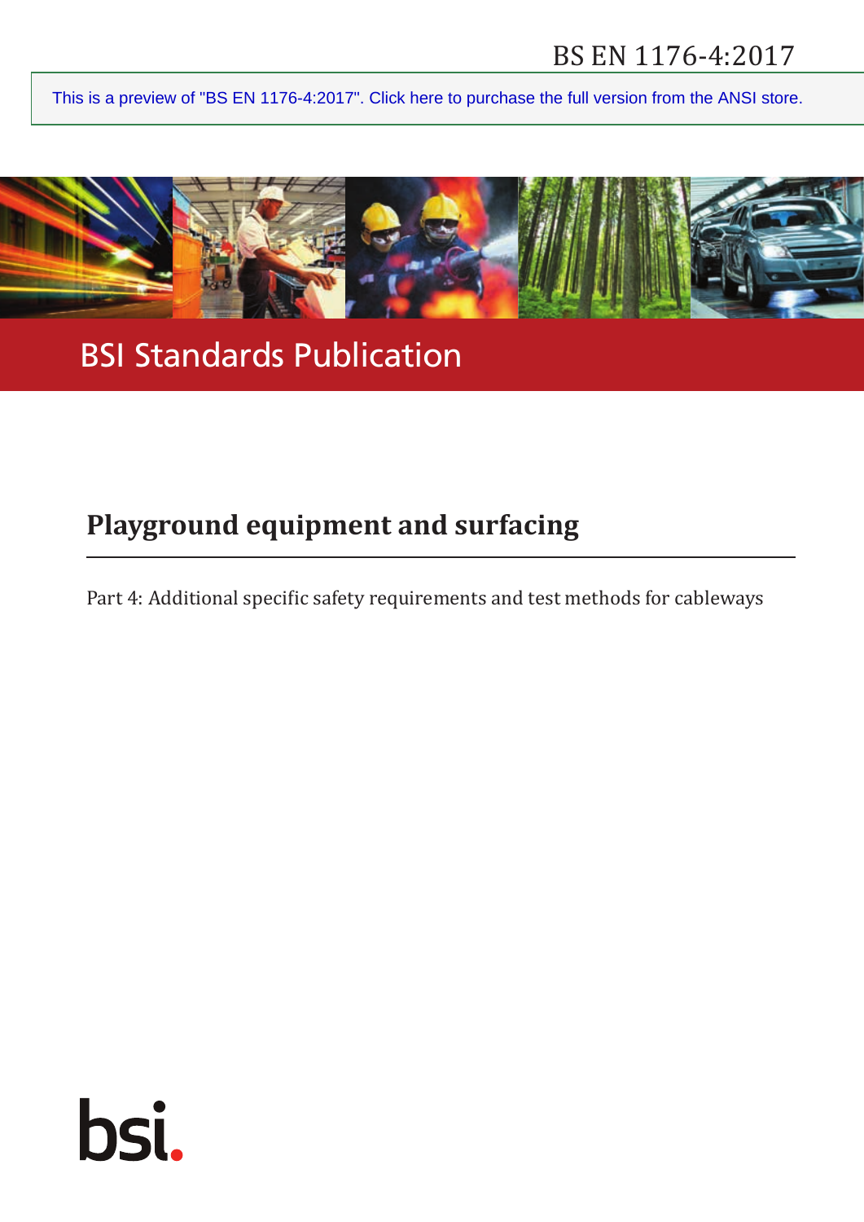BS EN 1176-4:2017

This is a preview of "BS EN 1176-4:2017". Click here to purchase the full version from the ANSI store.

BSI Standards Publication

# Playground equipment and surfacing

Part 4: Additional specific safety requirements and test methods for cableways

bsi.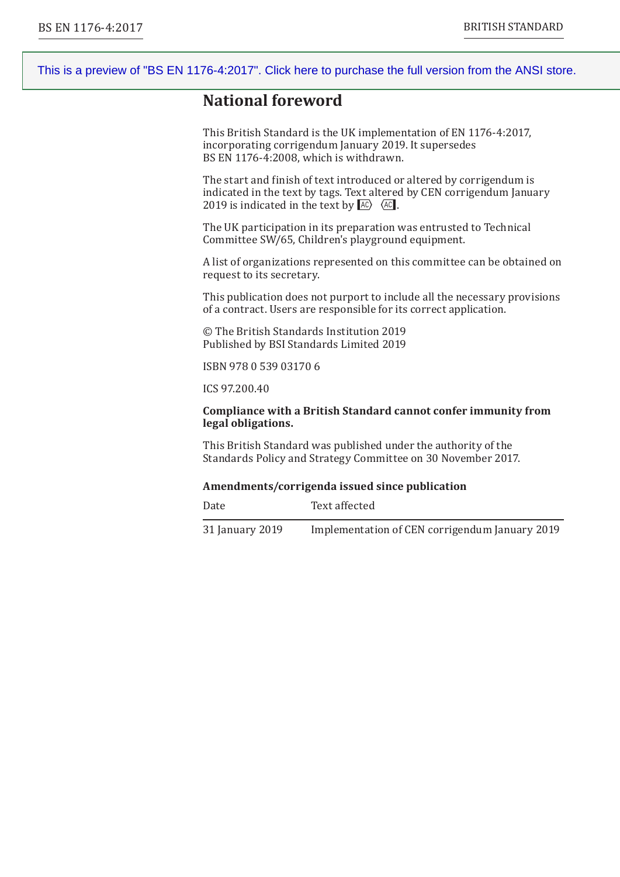## National foreword

This British Standard is the UK implementation of EN 1176-4:2017, incorporating corrigendum January 2019. It supersedes BS EN 1176-4:2008, which is withdrawn.

The start and finish of text introduced or altered by corrigendum is indicated in the text by tags. Text altered by CEN corrigendum January 2019 is indicated in the text by [AC] [/AC].

The UK participation in its preparation was entrusted to Technical Committee SW/65, Children's playground equipment.

A list of organizations represented on this committee can be obtained on request to its secretary.

This publication does not purport to include all the necessary provisions of a contract. Users are responsible for its correct application.

© The British Standards Institution 2019
Published by BSI Standards Limited 2019

ISBN 978 0 539 03170 6

ICS 97.200.40

**Compliance with a British Standard cannot confer immunity from legal obligations.**

This British Standard was published under the authority of the Standards Policy and Strategy Committee on 30 November 2017.

**Amendments/corrigenda issued since publication**

| Date | Text affected |
|---|---|
| 31 January 2019 | Implementation of CEN corrigendum January 2019 |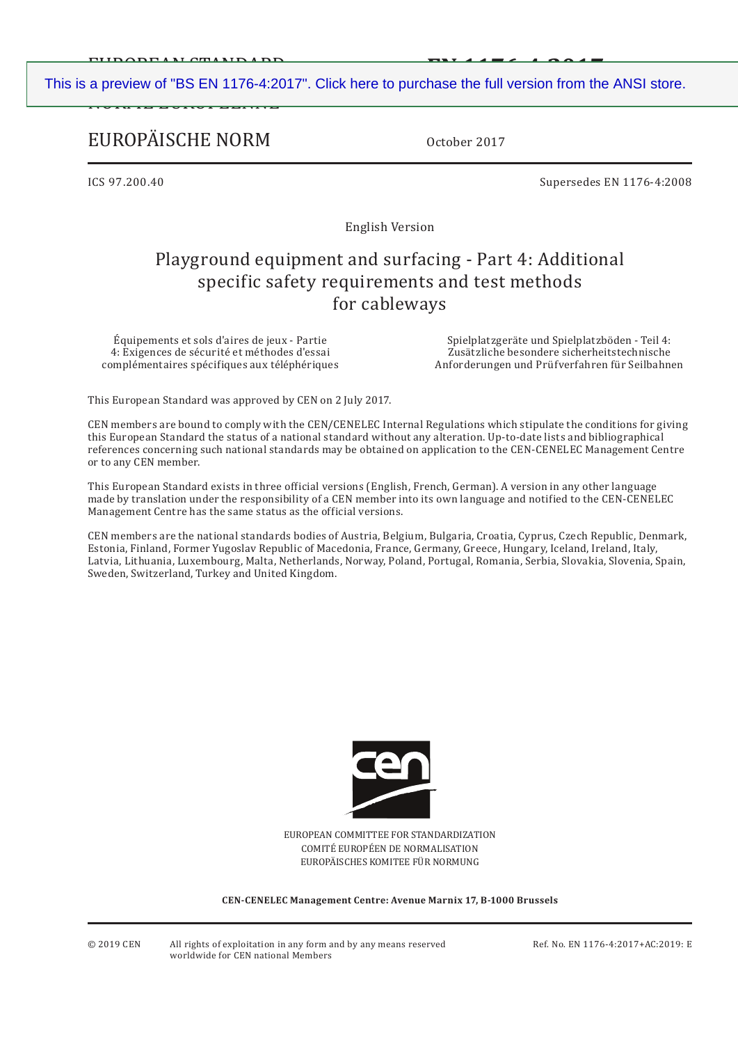EUROPEAN STANDARD

NORME EUROPÉENNE

# EUROPÄISCHE NORM

October 2017

ICS 97.200.40

Supersedes EN 1176-4:2008

English Version

## Playground equipment and surfacing - Part 4: Additional specific safety requirements and test methods for cableways

Équipements et sols d'aires de jeux - Partie 4: Exigences de sécurité et méthodes d'essai complémentaires spécifiques aux téléphériques

Spielplatzgeräte und Spielplatzböden - Teil 4: Zusätzliche besondere sicherheitstechnische Anforderungen und Prüfverfahren für Seilbahnen

This European Standard was approved by CEN on 2 July 2017.

CEN members are bound to comply with the CEN/CENELEC Internal Regulations which stipulate the conditions for giving this European Standard the status of a national standard without any alteration. Up-to-date lists and bibliographical references concerning such national standards may be obtained on application to the CEN-CENELEC Management Centre or to any CEN member.

This European Standard exists in three official versions (English, French, German). A version in any other language made by translation under the responsibility of a CEN member into its own language and notified to the CEN-CENELEC Management Centre has the same status as the official versions.

CEN members are the national standards bodies of Austria, Belgium, Bulgaria, Croatia, Cyprus, Czech Republic, Denmark, Estonia, Finland, Former Yugoslav Republic of Macedonia, France, Germany, Greece, Hungary, Iceland, Ireland, Italy, Latvia, Lithuania, Luxembourg, Malta, Netherlands, Norway, Poland, Portugal, Romania, Serbia, Slovakia, Slovenia, Spain, Sweden, Switzerland, Turkey and United Kingdom.

EUROPEAN COMMITTEE FOR STANDARDIZATION

COMITÉ EUROPÉEN DE NORMALISATION

EUROPÄISCHES KOMITEE FÜR NORMUNG

**CEN-CENELEC Management Centre: Avenue Marnix 17, B-1000 Brussels**

© 2019 CEN All rights of exploitation in any form and by any means reserved worldwide for CEN national Members

Ref. No. EN 1176-4:2017+AC:2019: E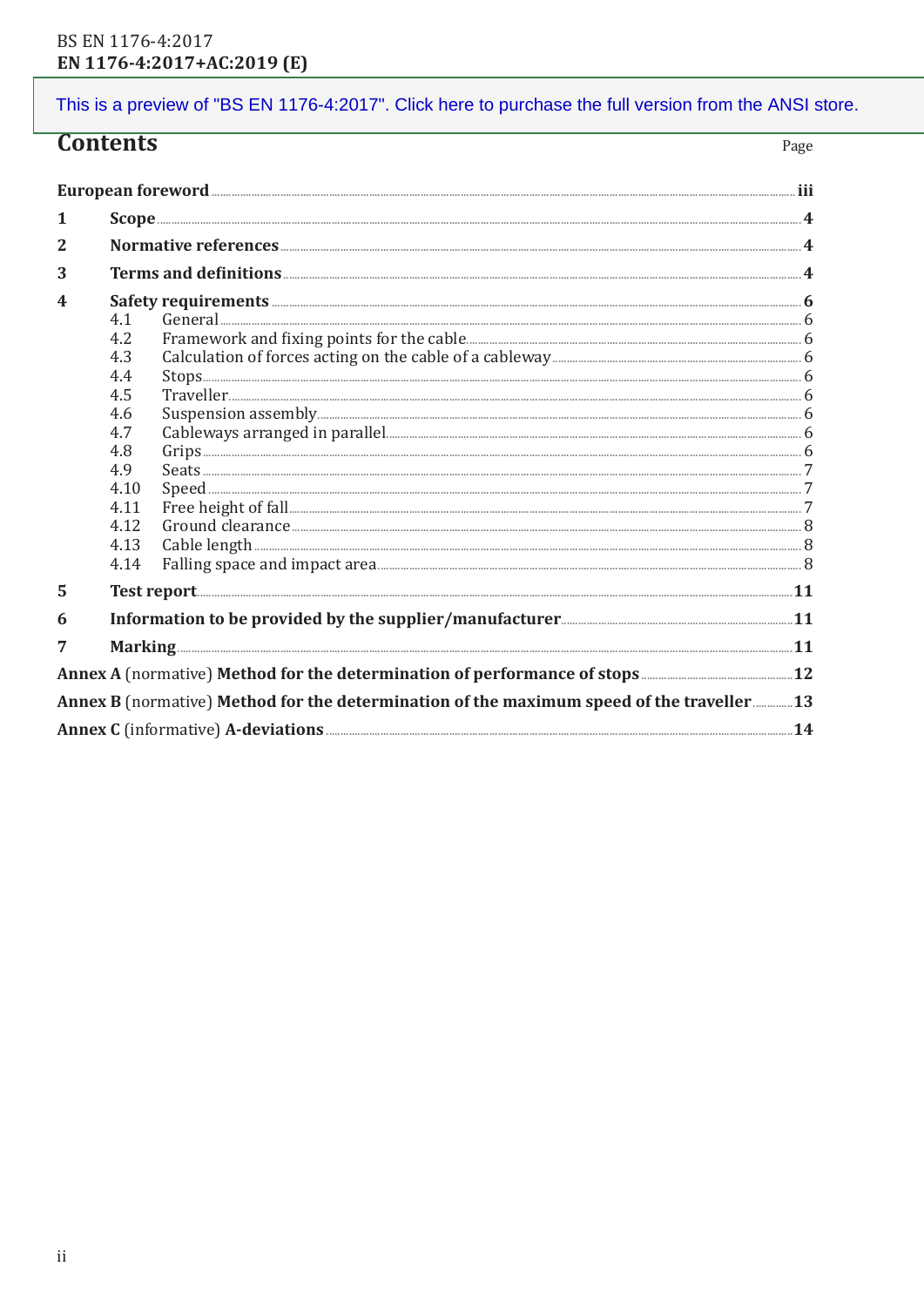This is a preview of "BS EN 1176-4:2017". Click here to purchase the full version from the ANSI store.

# Contents

| | | Page |
|---|---|---|
| **European foreword** | | **iii** |
| **1** | **Scope** | **4** |
| **2** | **Normative references** | **4** |
| **3** | **Terms and definitions** | **4** |
| **4** | **Safety requirements** | **6** |
| 4.1 | General | 6 |
| 4.2 | Framework and fixing points for the cable | 6 |
| 4.3 | Calculation of forces acting on the cable of a cableway | 6 |
| 4.4 | Stops | 6 |
| 4.5 | Traveller | 6 |
| 4.6 | Suspension assembly | 6 |
| 4.7 | Cableways arranged in parallel | 6 |
| 4.8 | Grips | 6 |
| 4.9 | Seats | 7 |
| 4.10 | Speed | 7 |
| 4.11 | Free height of fall | 7 |
| 4.12 | Ground clearance | 8 |
| 4.13 | Cable length | 8 |
| 4.14 | Falling space and impact area | 8 |
| **5** | **Test report** | **11** |
| **6** | **Information to be provided by the supplier/manufacturer** | **11** |
| **7** | **Marking** | **11** |
| **Annex A** (normative) **Method for the determination of performance of stops** | | **12** |
| **Annex B** (normative) **Method for the determination of the maximum speed of the traveller** | | **13** |
| **Annex C** (informative) **A-deviations** | | **14** |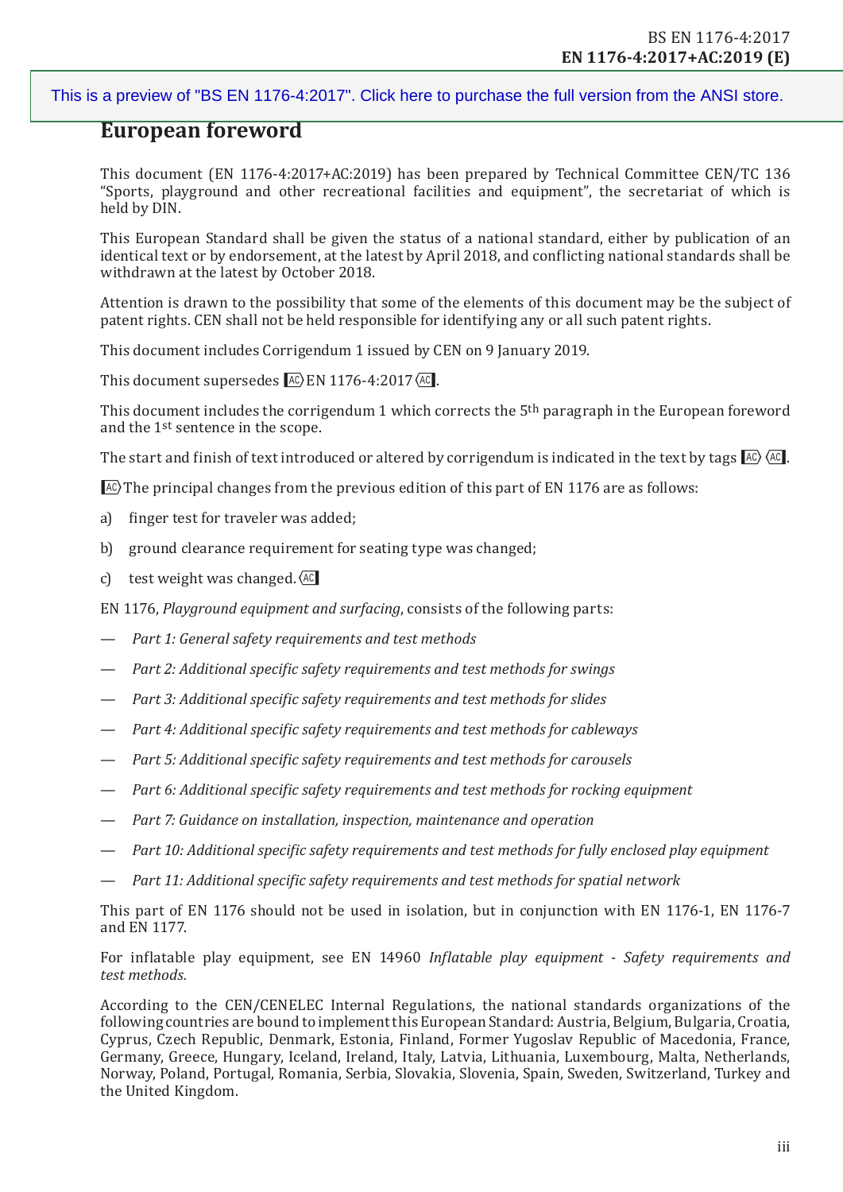## European foreword

This document (EN 1176-4:2017+AC:2019) has been prepared by Technical Committee CEN/TC 136 "Sports, playground and other recreational facilities and equipment", the secretariat of which is held by DIN.

This European Standard shall be given the status of a national standard, either by publication of an identical text or by endorsement, at the latest by April 2018, and conflicting national standards shall be withdrawn at the latest by October 2018.

Attention is drawn to the possibility that some of the elements of this document may be the subject of patent rights. CEN shall not be held responsible for identifying any or all such patent rights.

This document includes Corrigendum 1 issued by CEN on 9 January 2019.

This document supersedes [AC⟩ EN 1176-4:2017 ⟨AC].

This document includes the corrigendum 1 which corrects the 5th paragraph in the European foreword and the 1st sentence in the scope.

The start and finish of text introduced or altered by corrigendum is indicated in the text by tags [AC⟩ ⟨AC].

[AC⟩ The principal changes from the previous edition of this part of EN 1176 are as follows:

a) finger test for traveler was added;

b) ground clearance requirement for seating type was changed;

c) test weight was changed. ⟨AC]

EN 1176, *Playground equipment and surfacing*, consists of the following parts:

— *Part 1: General safety requirements and test methods*

— *Part 2: Additional specific safety requirements and test methods for swings*

— *Part 3: Additional specific safety requirements and test methods for slides*

— *Part 4: Additional specific safety requirements and test methods for cableways*

— *Part 5: Additional specific safety requirements and test methods for carousels*

— *Part 6: Additional specific safety requirements and test methods for rocking equipment*

— *Part 7: Guidance on installation, inspection, maintenance and operation*

— *Part 10: Additional specific safety requirements and test methods for fully enclosed play equipment*

— *Part 11: Additional specific safety requirements and test methods for spatial network*

This part of EN 1176 should not be used in isolation, but in conjunction with EN 1176-1, EN 1176-7 and EN 1177.

For inflatable play equipment, see EN 14960 *Inflatable play equipment - Safety requirements and test methods.*

According to the CEN/CENELEC Internal Regulations, the national standards organizations of the following countries are bound to implement this European Standard: Austria, Belgium, Bulgaria, Croatia, Cyprus, Czech Republic, Denmark, Estonia, Finland, Former Yugoslav Republic of Macedonia, France, Germany, Greece, Hungary, Iceland, Ireland, Italy, Latvia, Lithuania, Luxembourg, Malta, Netherlands, Norway, Poland, Portugal, Romania, Serbia, Slovakia, Slovenia, Spain, Sweden, Switzerland, Turkey and the United Kingdom.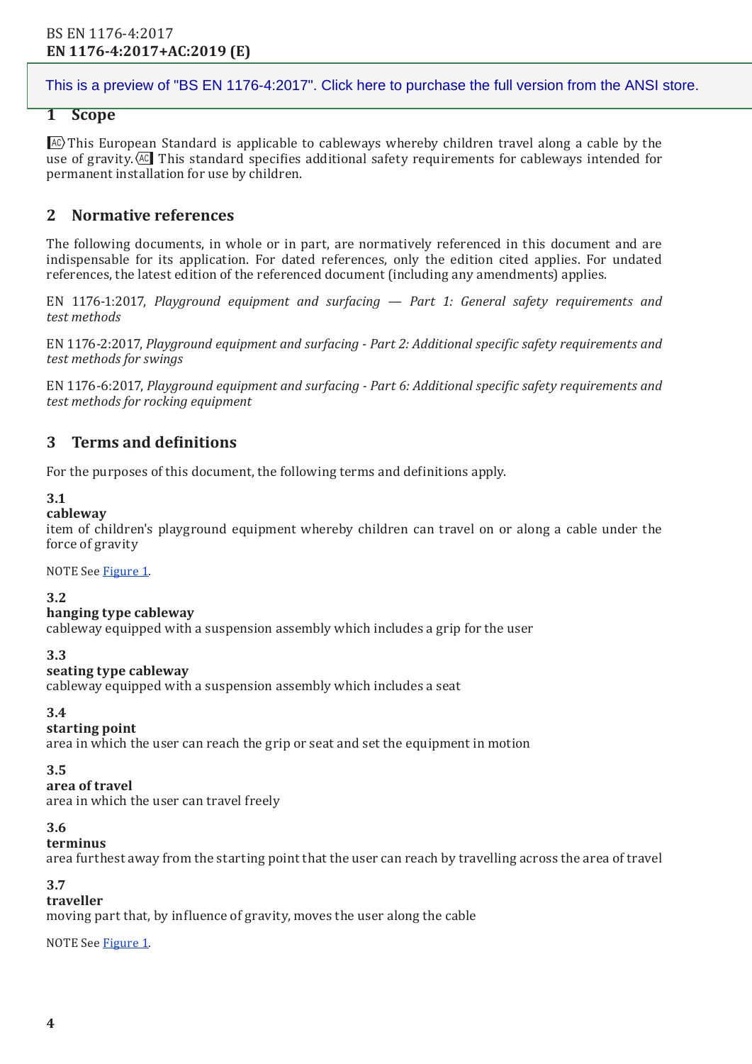## 1 Scope

AC This European Standard is applicable to cableways whereby children travel along a cable by the use of gravity. AC This standard specifies additional safety requirements for cableways intended for permanent installation for use by children.

## 2 Normative references

The following documents, in whole or in part, are normatively referenced in this document and are indispensable for its application. For dated references, only the edition cited applies. For undated references, the latest edition of the referenced document (including any amendments) applies.

EN 1176-1:2017, *Playground equipment and surfacing — Part 1: General safety requirements and test methods*

EN 1176-2:2017, *Playground equipment and surfacing - Part 2: Additional specific safety requirements and test methods for swings*

EN 1176-6:2017, *Playground equipment and surfacing - Part 6: Additional specific safety requirements and test methods for rocking equipment*

## 3 Terms and definitions

For the purposes of this document, the following terms and definitions apply.

**3.1**
**cableway**
item of children's playground equipment whereby children can travel on or along a cable under the force of gravity

NOTE See Figure 1.

**3.2**
**hanging type cableway**
cableway equipped with a suspension assembly which includes a grip for the user

**3.3**
**seating type cableway**
cableway equipped with a suspension assembly which includes a seat

**3.4**
**starting point**
area in which the user can reach the grip or seat and set the equipment in motion

**3.5**
**area of travel**
area in which the user can travel freely

**3.6**
**terminus**
area furthest away from the starting point that the user can reach by travelling across the area of travel

**3.7**
**traveller**
moving part that, by influence of gravity, moves the user along the cable

NOTE See Figure 1.